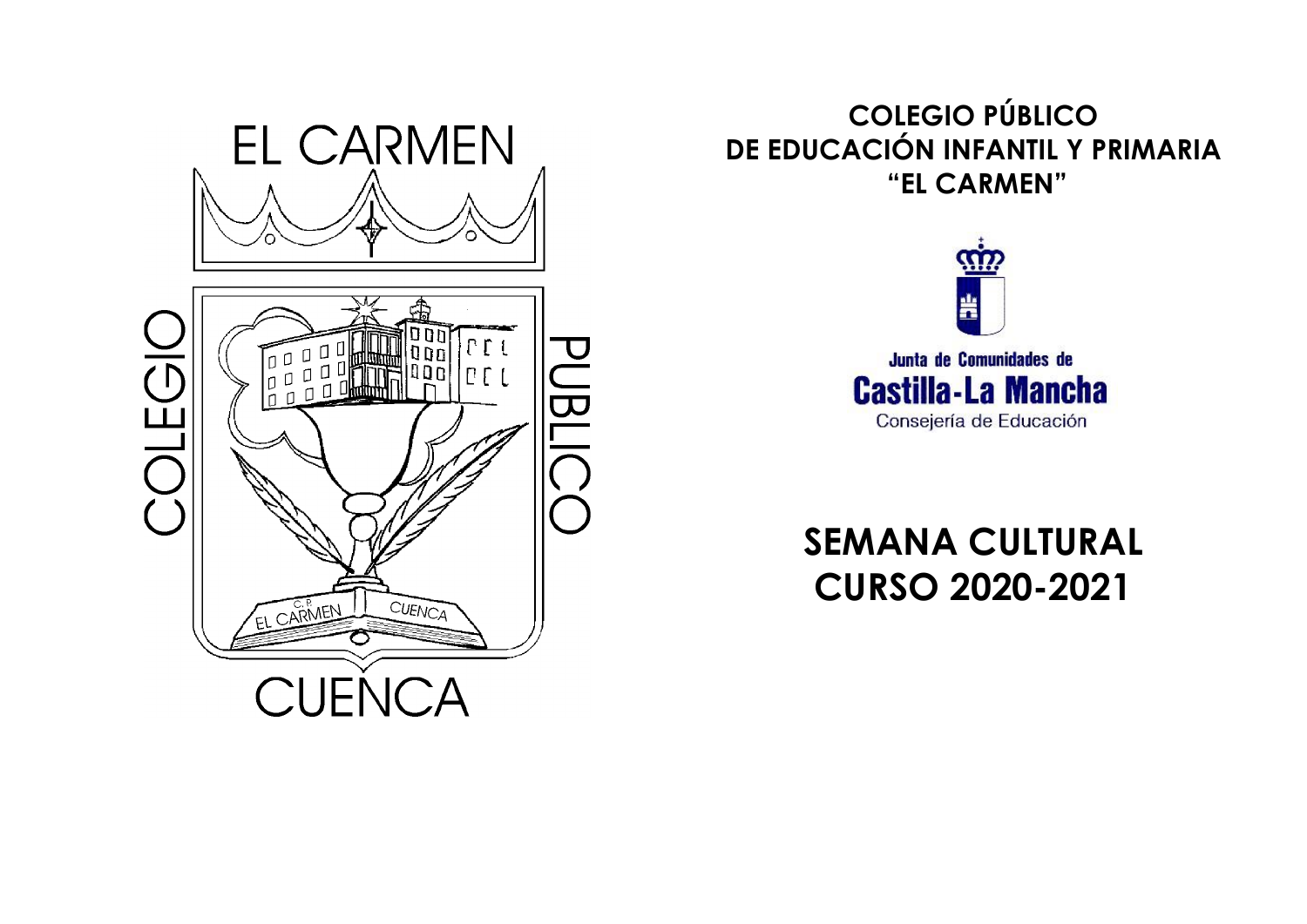EL CARMEN

COLEGIO PUBLICO

CUENCA

# COLEGIO PÚBLICO DE EDUCACIÓN INFANTIL Y PRIMARIA "EL CARMEN"

Junta de Comunidades de
Castilla-La Mancha
Consejería de Educación

# SEMANA CULTURAL CURSO 2020-2021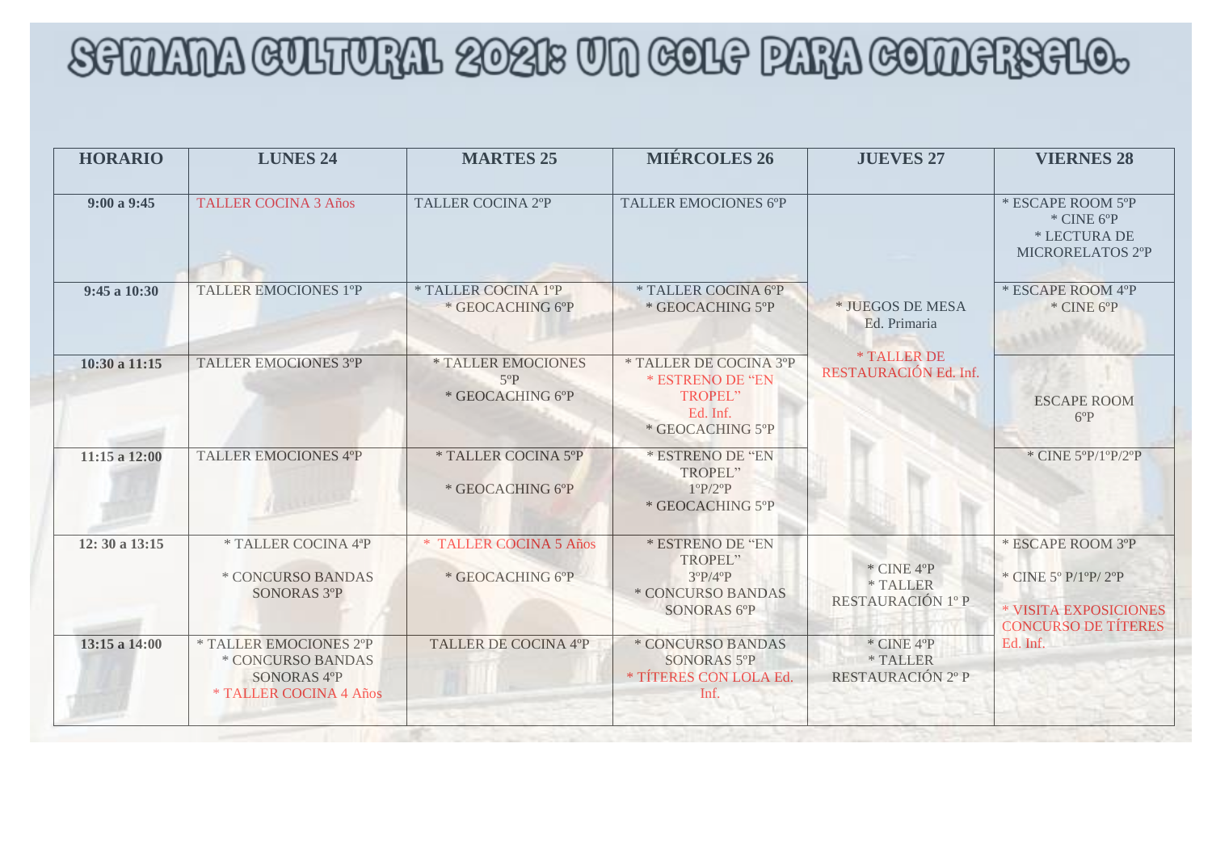# SEMANA CULTURAL 2021: UN COLE PARA COMÉRSELO.

| HORARIO | LUNES 24 | MARTES 25 | MIÉRCOLES 26 | JUEVES 27 | VIERNES 28 |
|---|---|---|---|---|---|
| 9:00 a 9:45 | TALLER COCINA 3 Años | TALLER COCINA 2ºP | TALLER EMOCIONES 6ºP | | * ESCAPE ROOM 5ºP * CINE 6ºP * LECTURA DE MICRORELATOS 2ºP |
| 9:45 a 10:30 | TALLER EMOCIONES 1ºP | * TALLER COCINA 1ºP * GEOCACHING 6ºP | * TALLER COCINA 6ºP * GEOCACHING 5ºP | * JUEGOS DE MESA Ed. Primaria | * ESCAPE ROOM 4ºP * CINE 6ºP |
| 10:30 a 11:15 | TALLER EMOCIONES 3ºP | * TALLER EMOCIONES 5ºP * GEOCACHING 6ºP | * TALLER DE COCINA 3ºP * ESTRENO DE "EN TROPEL" Ed. Inf. * GEOCACHING 5ºP | * TALLER DE RESTAURACIÓN Ed. Inf. | ESCAPE ROOM 6ºP |
| 11:15 a 12:00 | TALLER EMOCIONES 4ºP | * TALLER COCINA 5ºP * GEOCACHING 6ºP | * ESTRENO DE "EN TROPEL" 1ºP/2ºP * GEOCACHING 5ºP | | * CINE 5ºP/1ºP/2ºP |
| 12: 30 a 13:15 | * TALLER COCINA 4ºP * CONCURSO BANDAS SONORAS 3ºP | * TALLER COCINA 5 Años * GEOCACHING 6ºP | * ESTRENO DE "EN TROPEL" 3ºP/4ºP * CONCURSO BANDAS SONORAS 6ºP | * CINE 4ºP * TALLER RESTAURACIÓN 1º P | * ESCAPE ROOM 3ºP * CINE 5º P/1ºP/ 2ºP * VISITA EXPOSICIONES CONCURSO DE TÍTERES Ed. Inf. |
| 13:15 a 14:00 | * TALLER EMOCIONES 2ºP * CONCURSO BANDAS SONORAS 4ºP * TALLER COCINA 4 Años | TALLER DE COCINA 4ºP | * CONCURSO BANDAS SONORAS 5ºP * TÍTERES CON LOLA Ed. Inf. | * CINE 4ºP * TALLER RESTAURACIÓN 2º P | |